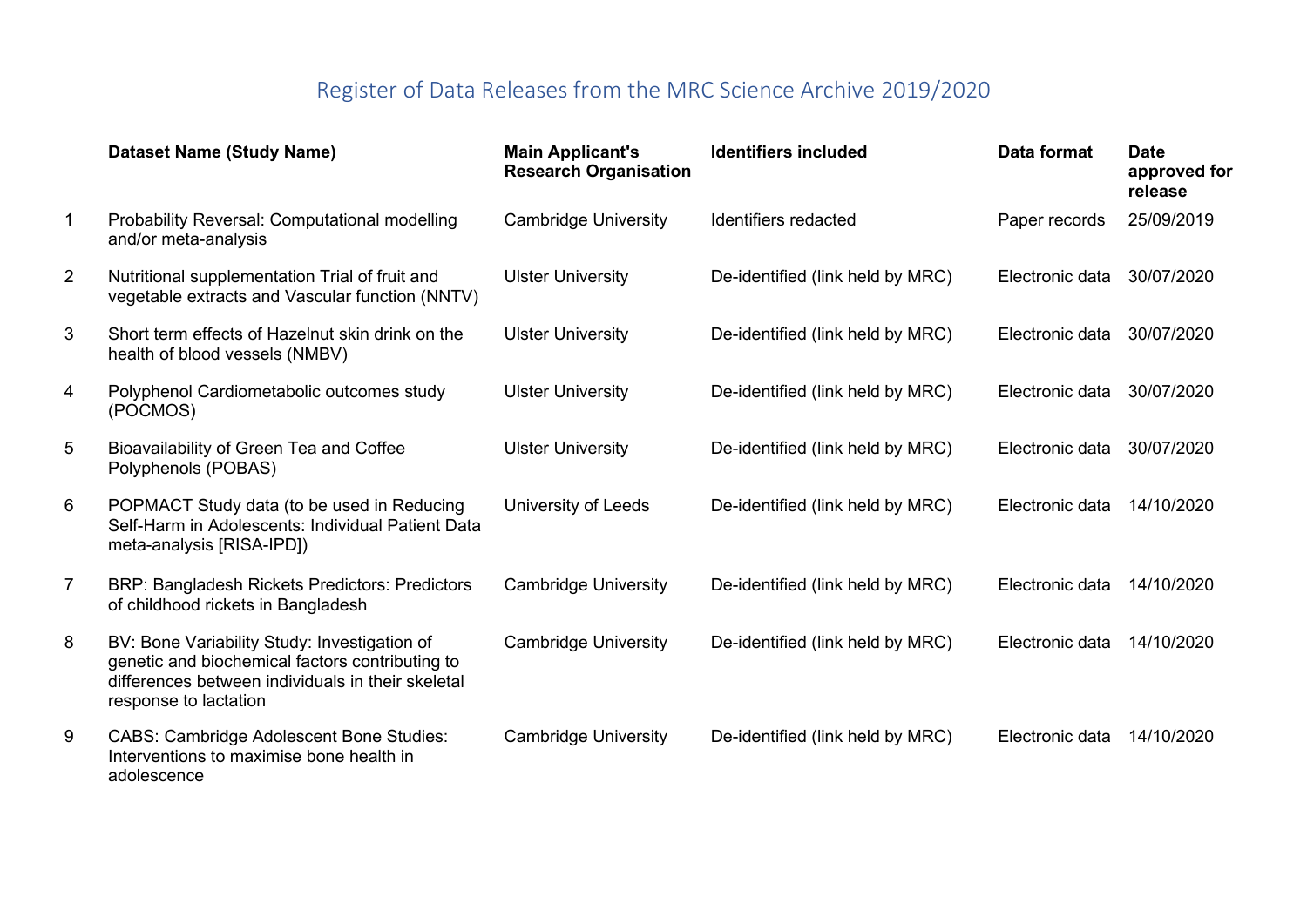# Register of Data Releases from the MRC Science Archive 2019/2020

| | Dataset Name (Study Name) | Main Applicant's Research Organisation | Identifiers included | Data format | Date approved for release |
|---|---|---|---|---|---|
| 1 | Probability Reversal: Computational modelling and/or meta-analysis | Cambridge University | Identifiers redacted | Paper records | 25/09/2019 |
| 2 | Nutritional supplementation Trial of fruit and vegetable extracts and Vascular function (NNTV) | Ulster University | De-identified (link held by MRC) | Electronic data | 30/07/2020 |
| 3 | Short term effects of Hazelnut skin drink on the health of blood vessels (NMBV) | Ulster University | De-identified (link held by MRC) | Electronic data | 30/07/2020 |
| 4 | Polyphenol Cardiometabolic outcomes study (POCMOS) | Ulster University | De-identified (link held by MRC) | Electronic data | 30/07/2020 |
| 5 | Bioavailability of Green Tea and Coffee Polyphenols (POBAS) | Ulster University | De-identified (link held by MRC) | Electronic data | 30/07/2020 |
| 6 | POPMACT Study data (to be used in Reducing Self-Harm in Adolescents: Individual Patient Data meta-analysis [RISA-IPD]) | University of Leeds | De-identified (link held by MRC) | Electronic data | 14/10/2020 |
| 7 | BRP: Bangladesh Rickets Predictors: Predictors of childhood rickets in Bangladesh | Cambridge University | De-identified (link held by MRC) | Electronic data | 14/10/2020 |
| 8 | BV: Bone Variability Study: Investigation of genetic and biochemical factors contributing to differences between individuals in their skeletal response to lactation | Cambridge University | De-identified (link held by MRC) | Electronic data | 14/10/2020 |
| 9 | CABS: Cambridge Adolescent Bone Studies: Interventions to maximise bone health in adolescence | Cambridge University | De-identified (link held by MRC) | Electronic data | 14/10/2020 |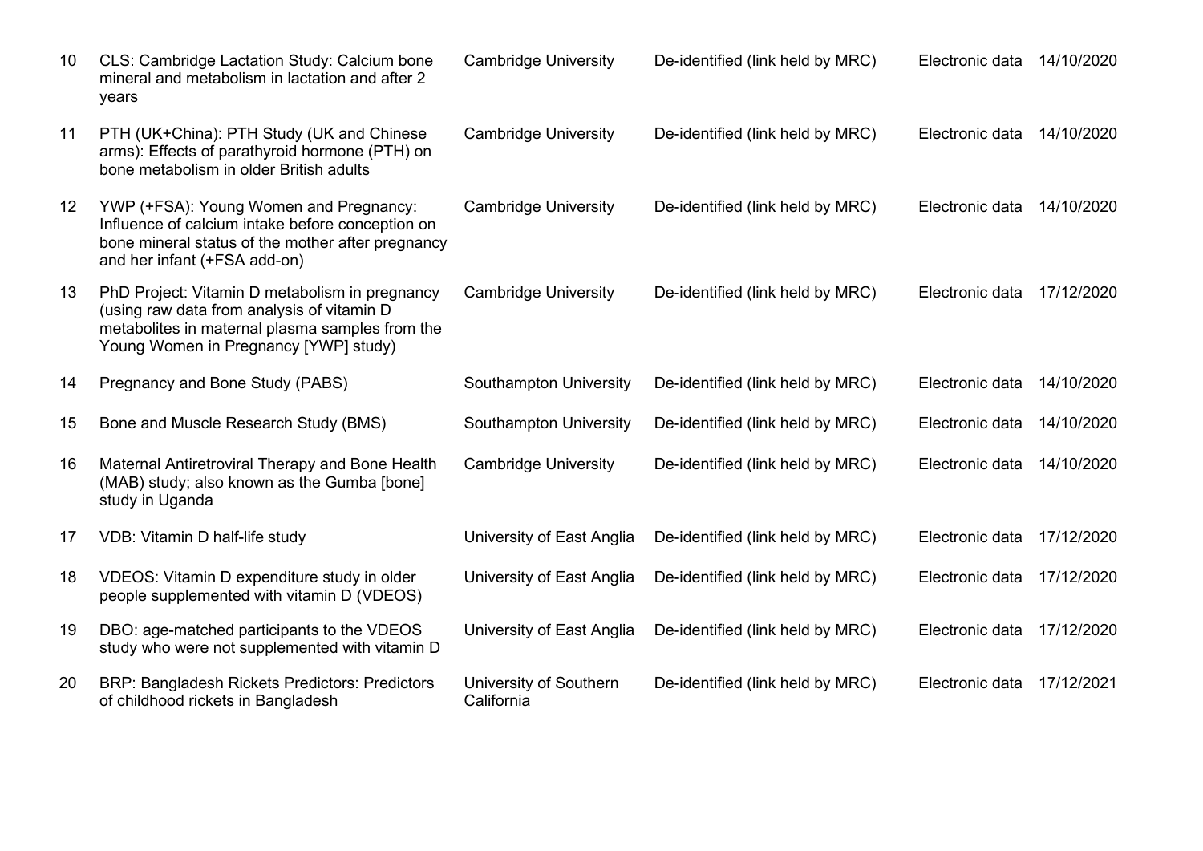| | | | | | |
|---|---|---|---|---|---|
| 10 | CLS: Cambridge Lactation Study: Calcium bone mineral and metabolism in lactation and after 2 years | Cambridge University | De-identified (link held by MRC) | Electronic data | 14/10/2020 |
| 11 | PTH (UK+China): PTH Study (UK and Chinese arms): Effects of parathyroid hormone (PTH) on bone metabolism in older British adults | Cambridge University | De-identified (link held by MRC) | Electronic data | 14/10/2020 |
| 12 | YWP (+FSA): Young Women and Pregnancy: Influence of calcium intake before conception on bone mineral status of the mother after pregnancy and her infant (+FSA add-on) | Cambridge University | De-identified (link held by MRC) | Electronic data | 14/10/2020 |
| 13 | PhD Project: Vitamin D metabolism in pregnancy (using raw data from analysis of vitamin D metabolites in maternal plasma samples from the Young Women in Pregnancy [YWP] study) | Cambridge University | De-identified (link held by MRC) | Electronic data | 17/12/2020 |
| 14 | Pregnancy and Bone Study (PABS) | Southampton University | De-identified (link held by MRC) | Electronic data | 14/10/2020 |
| 15 | Bone and Muscle Research Study (BMS) | Southampton University | De-identified (link held by MRC) | Electronic data | 14/10/2020 |
| 16 | Maternal Antiretroviral Therapy and Bone Health (MAB) study; also known as the Gumba [bone] study in Uganda | Cambridge University | De-identified (link held by MRC) | Electronic data | 14/10/2020 |
| 17 | VDB: Vitamin D half-life study | University of East Anglia | De-identified (link held by MRC) | Electronic data | 17/12/2020 |
| 18 | VDEOS: Vitamin D expenditure study in older people supplemented with vitamin D (VDEOS) | University of East Anglia | De-identified (link held by MRC) | Electronic data | 17/12/2020 |
| 19 | DBO: age-matched participants to the VDEOS study who were not supplemented with vitamin D | University of East Anglia | De-identified (link held by MRC) | Electronic data | 17/12/2020 |
| 20 | BRP: Bangladesh Rickets Predictors: Predictors of childhood rickets in Bangladesh | University of Southern California | De-identified (link held by MRC) | Electronic data | 17/12/2021 |